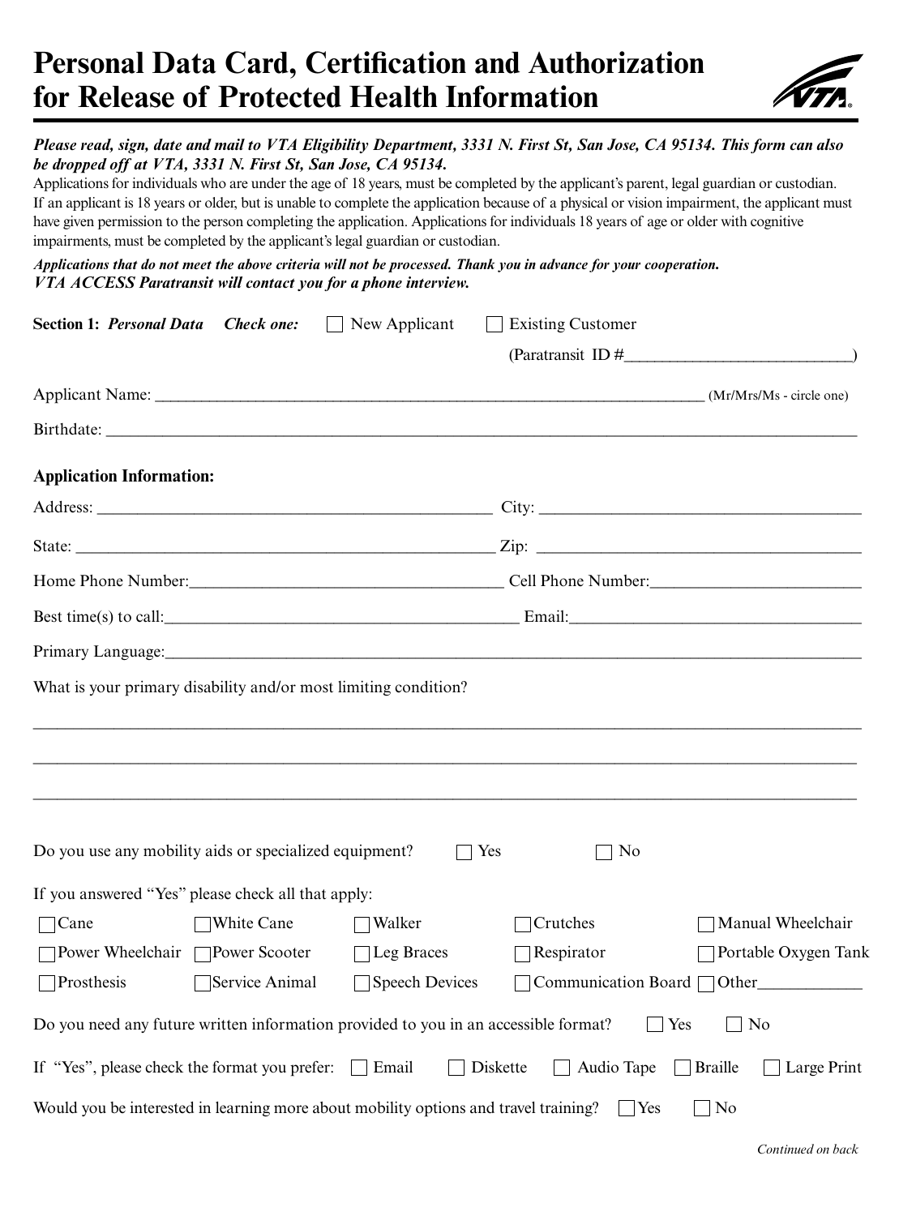# Personal Data Card, Certification and Authorization for Release of Protected Health Information

***Please read, sign, date and mail to VTA Eligibility Department, 3331 N. First St, San Jose, CA 95134. This form can also be dropped off at VTA, 3331 N. First St, San Jose, CA 95134.***

Applications for individuals who are under the age of 18 years, must be completed by the applicant's parent, legal guardian or custodian. If an applicant is 18 years or older, but is unable to complete the application because of a physical or vision impairment, the applicant must have given permission to the person completing the application. Applications for individuals 18 years of age or older with cognitive impairments, must be completed by the applicant's legal guardian or custodian.

***Applications that do not meet the above criteria will not be processed. Thank you in advance for your cooperation. VTA ACCESS Paratransit will contact you for a phone interview.***

**Section 1:** ***Personal Data*** ***Check one:*** ☐ New Applicant ☐ Existing Customer

(Paratransit ID #___________________________)

Applicant Name: ______________________________________________________________________ (Mr/Mrs/Ms - circle one)

Birthdate: ____________________________________________________________________________________________

**Application Information:**

Address: _________________________________________________ City: _______________________________________

State: ____________________________________________________ Zip: _______________________________________

Home Phone Number:_____________________________________ Cell Phone Number:_________________________

Best time(s) to call:__________________________________________ Email:___________________________________

Primary Language:_____________________________________________________________________________________

What is your primary disability and/or most limiting condition?

______________________________________________________________________________________________________

______________________________________________________________________________________________________

______________________________________________________________________________________________________

Do you use any mobility aids or specialized equipment? ☐ Yes ☐ No

If you answered "Yes" please check all that apply:

| | | | | |
|---|---|---|---|---|
| ☐ Cane | ☐ White Cane | ☐ Walker | ☐ Crutches | ☐ Manual Wheelchair |
| ☐ Power Wheelchair | ☐ Power Scooter | ☐ Leg Braces | ☐ Respirator | ☐ Portable Oxygen Tank |
| ☐ Prosthesis | ☐ Service Animal | ☐ Speech Devices | ☐ Communication Board | ☐ Other____________ |

Do you need any future written information provided to you in an accessible format? ☐ Yes ☐ No

If "Yes", please check the format you prefer: ☐ Email ☐ Diskette ☐ Audio Tape ☐ Braille ☐ Large Print

Would you be interested in learning more about mobility options and travel training? ☐ Yes ☐ No

*Continued on back*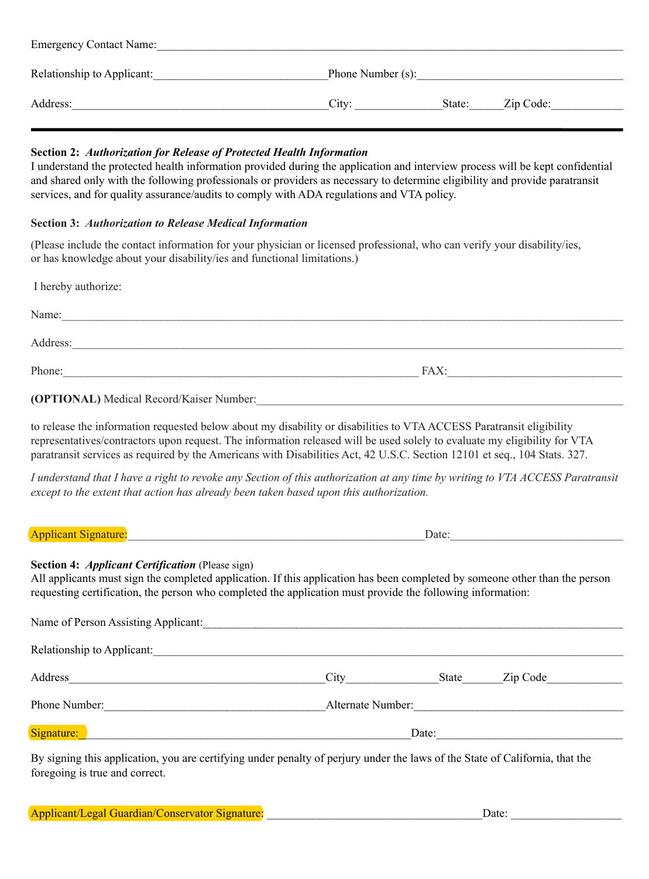Emergency Contact Name:___________________________________________________________________________

Relationship to Applicant:_____________________________ Phone Number (s):__________________________________

Address:___________________________________________ City: ______________ State:_____ Zip Code:____________

---

**Section 2:** ***Authorization for Release of Protected Health Information***
I understand the protected health information provided during the application and interview process will be kept confidential and shared only with the following professionals or providers as necessary to determine eligibility and provide paratransit services, and for quality assurance/audits to comply with ADA regulations and VTA policy.

**Section 3:** ***Authorization to Release Medical Information***

(Please include the contact information for your physician or licensed professional, who can verify your disability/ies, or has knowledge about your disability/ies and functional limitations.)

I hereby authorize:

Name:_____________________________________________________________________________________

Address:___________________________________________________________________________________

Phone:___________________________________________________________ FAX:_____________________________

**(OPTIONAL)** Medical Record/Kaiser Number:_______________________________________________________________

to release the information requested below about my disability or disabilities to VTA ACCESS Paratransit eligibility representatives/contractors upon request. The information released will be used solely to evaluate my eligibility for VTA paratransit services as required by the Americans with Disabilities Act, 42 U.S.C. Section 12101 et seq., 104 Stats. 327.

*I understand that I have a right to revoke any Section of this authorization at any time by writing to VTA ACCESS Paratransit except to the extent that action has already been taken based upon this authorization.*

Applicant Signature:________________________________________________ Date:_____________________________

**Section 4:** ***Applicant Certification*** (Please sign)
All applicants must sign the completed application. If this application has been completed by someone other than the person requesting certification, the person who completed the application must provide the following information:

Name of Person Assisting Applicant:_________________________________________________________________

Relationship to Applicant:______________________________________________________________________

Address___________________________________________ City_______________ State_______ Zip Code____________

Phone Number:____________________________________ Alternate Number:___________________________________

Signature:_____________________________________________________ Date:_______________________________

By signing this application, you are certifying under penalty of perjury under the laws of the State of California, that the foregoing is true and correct.

Applicant/Legal Guardian/Conservator Signature: ____________________________________ Date: __________________